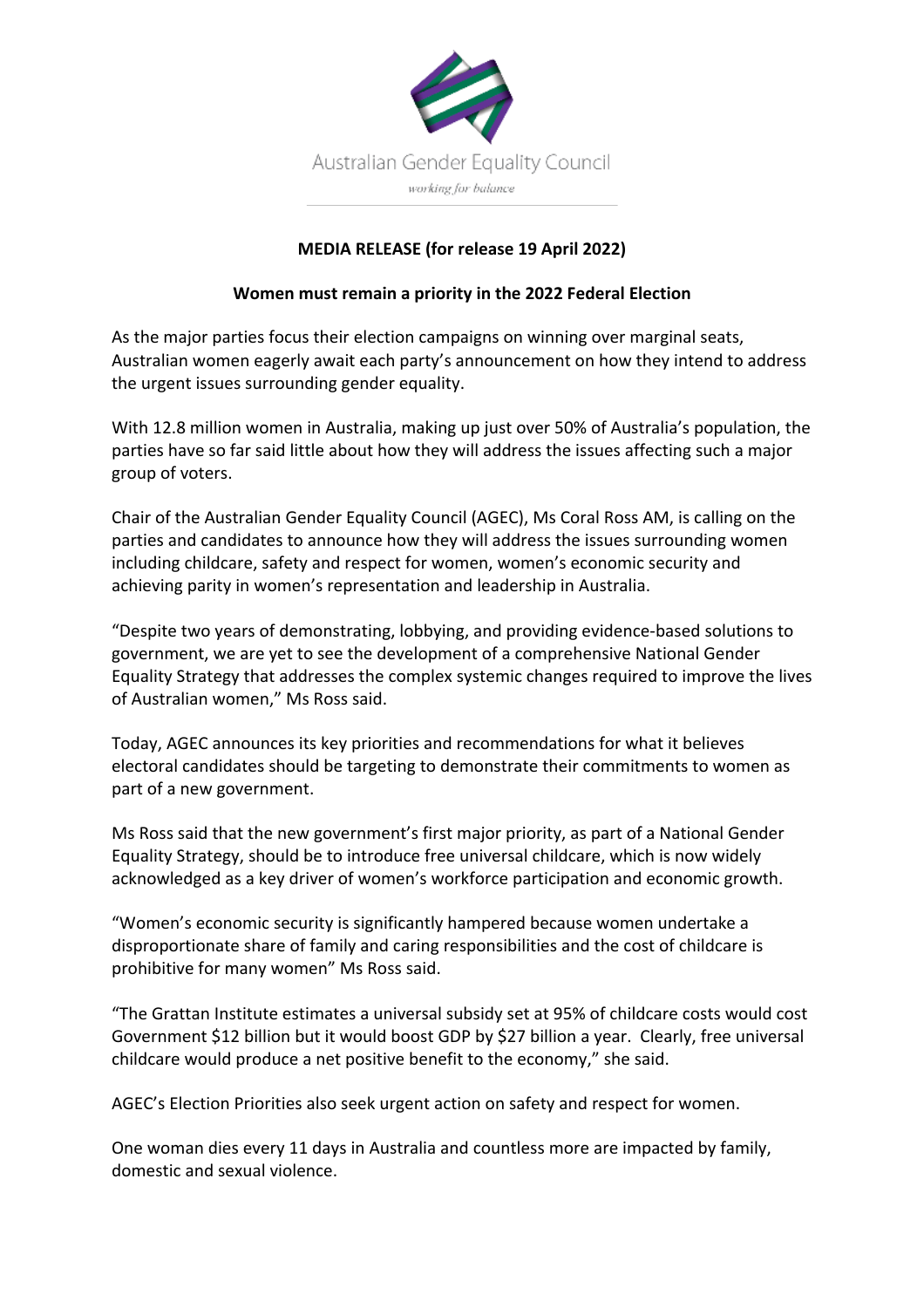Australian Gender Equality Council

*working for balance*

**MEDIA RELEASE (for release 19 April 2022)**

**Women must remain a priority in the 2022 Federal Election**

As the major parties focus their election campaigns on winning over marginal seats, Australian women eagerly await each party's announcement on how they intend to address the urgent issues surrounding gender equality.

With 12.8 million women in Australia, making up just over 50% of Australia's population, the parties have so far said little about how they will address the issues affecting such a major group of voters.

Chair of the Australian Gender Equality Council (AGEC), Ms Coral Ross AM, is calling on the parties and candidates to announce how they will address the issues surrounding women including childcare, safety and respect for women, women's economic security and achieving parity in women's representation and leadership in Australia.

"Despite two years of demonstrating, lobbying, and providing evidence-based solutions to government, we are yet to see the development of a comprehensive National Gender Equality Strategy that addresses the complex systemic changes required to improve the lives of Australian women," Ms Ross said.

Today, AGEC announces its key priorities and recommendations for what it believes electoral candidates should be targeting to demonstrate their commitments to women as part of a new government.

Ms Ross said that the new government's first major priority, as part of a National Gender Equality Strategy, should be to introduce free universal childcare, which is now widely acknowledged as a key driver of women's workforce participation and economic growth.

"Women's economic security is significantly hampered because women undertake a disproportionate share of family and caring responsibilities and the cost of childcare is prohibitive for many women" Ms Ross said.

"The Grattan Institute estimates a universal subsidy set at 95% of childcare costs would cost Government $12 billion but it would boost GDP by $27 billion a year. Clearly, free universal childcare would produce a net positive benefit to the economy," she said.

AGEC's Election Priorities also seek urgent action on safety and respect for women.

One woman dies every 11 days in Australia and countless more are impacted by family, domestic and sexual violence.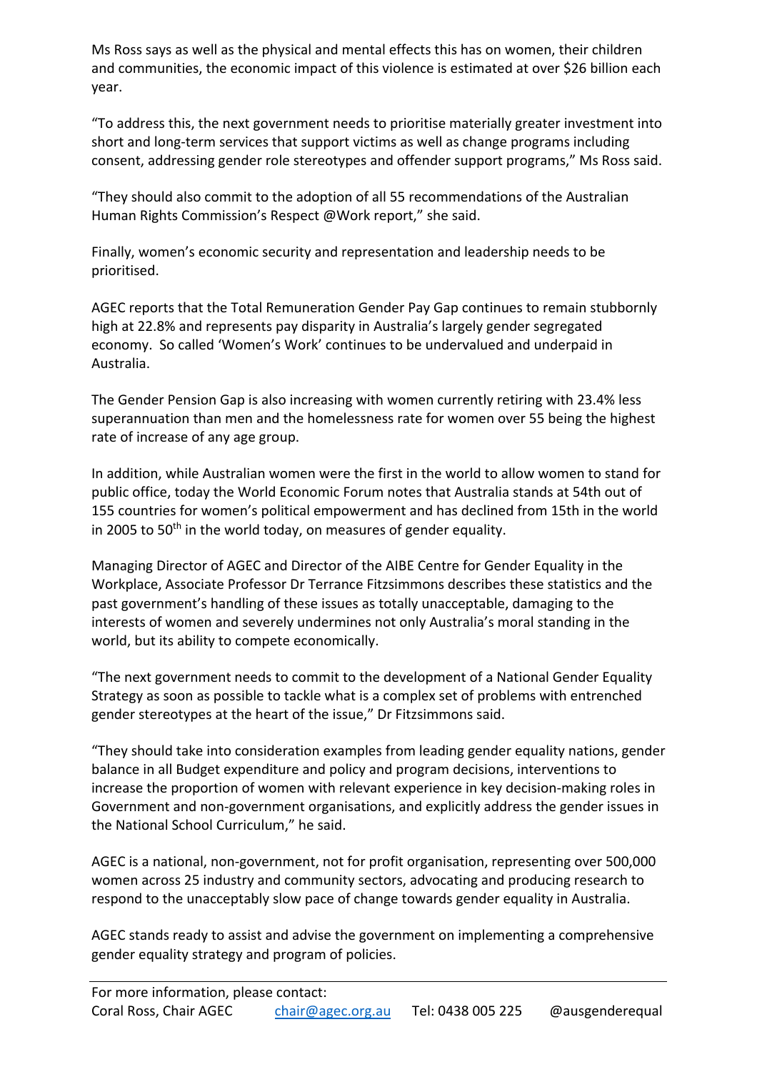Ms Ross says as well as the physical and mental effects this has on women, their children and communities, the economic impact of this violence is estimated at over $26 billion each year.

"To address this, the next government needs to prioritise materially greater investment into short and long-term services that support victims as well as change programs including consent, addressing gender role stereotypes and offender support programs," Ms Ross said.

"They should also commit to the adoption of all 55 recommendations of the Australian Human Rights Commission's Respect @Work report," she said.

Finally, women's economic security and representation and leadership needs to be prioritised.

AGEC reports that the Total Remuneration Gender Pay Gap continues to remain stubbornly high at 22.8% and represents pay disparity in Australia's largely gender segregated economy. So called 'Women's Work' continues to be undervalued and underpaid in Australia.

The Gender Pension Gap is also increasing with women currently retiring with 23.4% less superannuation than men and the homelessness rate for women over 55 being the highest rate of increase of any age group.

In addition, while Australian women were the first in the world to allow women to stand for public office, today the World Economic Forum notes that Australia stands at 54th out of 155 countries for women's political empowerment and has declined from 15th in the world in 2005 to 50th in the world today, on measures of gender equality.

Managing Director of AGEC and Director of the AIBE Centre for Gender Equality in the Workplace, Associate Professor Dr Terrance Fitzsimmons describes these statistics and the past government's handling of these issues as totally unacceptable, damaging to the interests of women and severely undermines not only Australia's moral standing in the world, but its ability to compete economically.

"The next government needs to commit to the development of a National Gender Equality Strategy as soon as possible to tackle what is a complex set of problems with entrenched gender stereotypes at the heart of the issue," Dr Fitzsimmons said.

"They should take into consideration examples from leading gender equality nations, gender balance in all Budget expenditure and policy and program decisions, interventions to increase the proportion of women with relevant experience in key decision-making roles in Government and non-government organisations, and explicitly address the gender issues in the National School Curriculum," he said.

AGEC is a national, non-government, not for profit organisation, representing over 500,000 women across 25 industry and community sectors, advocating and producing research to respond to the unacceptably slow pace of change towards gender equality in Australia.

AGEC stands ready to assist and advise the government on implementing a comprehensive gender equality strategy and program of policies.

---

For more information, please contact:
Coral Ross, Chair AGEC chair@agec.org.au Tel: 0438 005 225 @ausgenderequal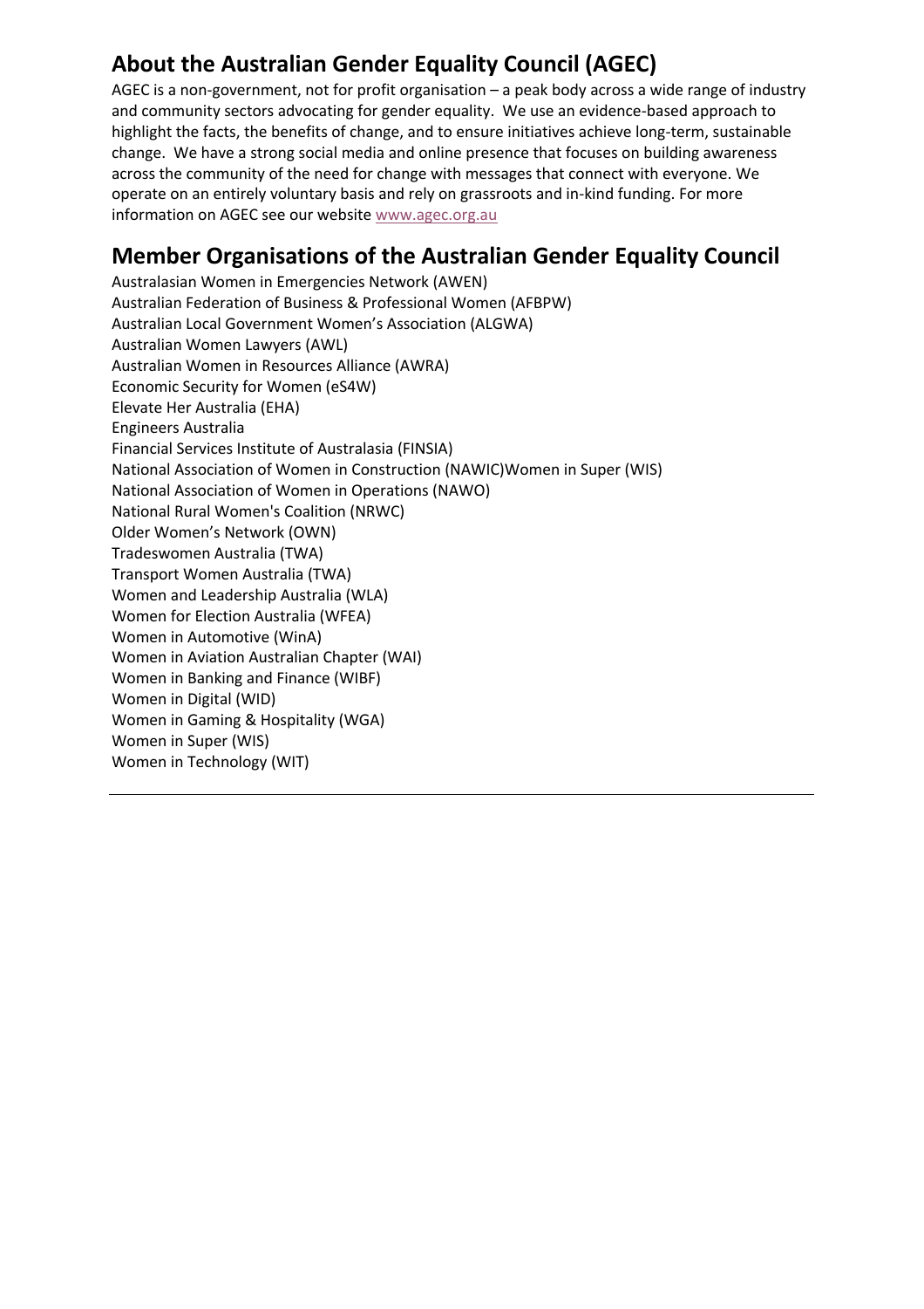## About the Australian Gender Equality Council (AGEC)

AGEC is a non-government, not for profit organisation – a peak body across a wide range of industry and community sectors advocating for gender equality. We use an evidence-based approach to highlight the facts, the benefits of change, and to ensure initiatives achieve long-term, sustainable change. We have a strong social media and online presence that focuses on building awareness across the community of the need for change with messages that connect with everyone. We operate on an entirely voluntary basis and rely on grassroots and in-kind funding. For more information on AGEC see our website www.agec.org.au

## Member Organisations of the Australian Gender Equality Council

Australasian Women in Emergencies Network (AWEN)
Australian Federation of Business & Professional Women (AFBPW)
Australian Local Government Women's Association (ALGWA)
Australian Women Lawyers (AWL)
Australian Women in Resources Alliance (AWRA)
Economic Security for Women (eS4W)
Elevate Her Australia (EHA)
Engineers Australia
Financial Services Institute of Australasia (FINSIA)
National Association of Women in Construction (NAWIC)Women in Super (WIS)
National Association of Women in Operations (NAWO)
National Rural Women's Coalition (NRWC)
Older Women's Network (OWN)
Tradeswomen Australia (TWA)
Transport Women Australia (TWA)
Women and Leadership Australia (WLA)
Women for Election Australia (WFEA)
Women in Automotive (WinA)
Women in Aviation Australian Chapter (WAI)
Women in Banking and Finance (WIBF)
Women in Digital (WID)
Women in Gaming & Hospitality (WGA)
Women in Super (WIS)
Women in Technology (WIT)